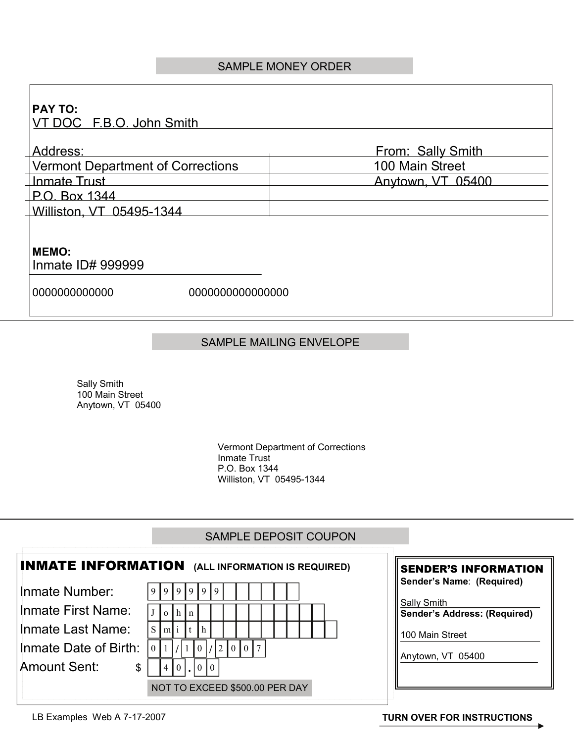## SAMPLE MONEY ORDER

**PAY TO:**
VT DOC F.B.O. John Smith

| Address: | From: Sally Smith |
| --- | --- |
| Vermont Department of Corrections | 100 Main Street |
| Inmate Trust | Anytown, VT 05400 |
| P.O. Box 1344 | |
| Williston, VT 05495-1344 | |

**MEMO:**
Inmate ID# 999999

0000000000000 0000000000000000

## SAMPLE MAILING ENVELOPE

Sally Smith
100 Main Street
Anytown, VT 05400

Vermont Department of Corrections
Inmate Trust
P.O. Box 1344
Williston, VT 05495-1344

## SAMPLE DEPOSIT COUPON

### INMATE INFORMATION (ALL INFORMATION IS REQUIRED)

| | |
| --- | --- |
| Inmate Number: | 999999 |
| Inmate First Name: | John |
| Inmate Last Name: | Smith |
| Inmate Date of Birth: | 01/10/2007 |
| Amount Sent: | $ 40.00 |

NOT TO EXCEED $500.00 PER DAY

### SENDER'S INFORMATION

**Sender's Name: (Required)**

Sally Smith

**Sender's Address: (Required)**

100 Main Street

Anytown, VT 05400

LB Examples Web A 7-17-2007

**TURN OVER FOR INSTRUCTIONS**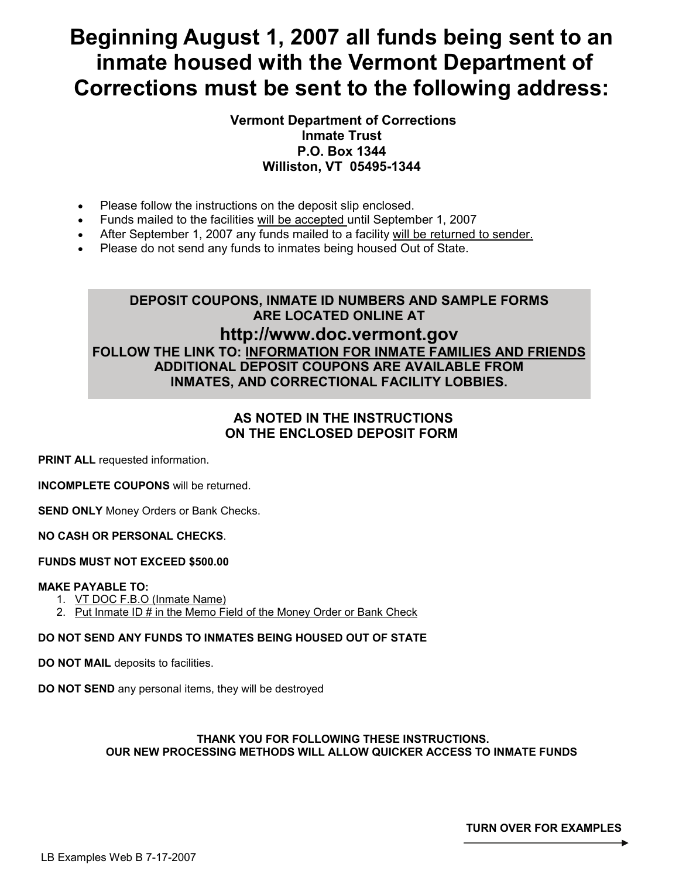# Beginning August 1, 2007 all funds being sent to an inmate housed with the Vermont Department of Corrections must be sent to the following address:

**Vermont Department of Corrections**
**Inmate Trust**
**P.O. Box 1344**
**Williston, VT 05495-1344**

- Please follow the instructions on the deposit slip enclosed.
- Funds mailed to the facilities will be accepted until September 1, 2007
- After September 1, 2007 any funds mailed to a facility will be returned to sender.
- Please do not send any funds to inmates being housed Out of State.

**DEPOSIT COUPONS, INMATE ID NUMBERS AND SAMPLE FORMS ARE LOCATED ONLINE AT**

## http://www.doc.vermont.gov

**FOLLOW THE LINK TO: INFORMATION FOR INMATE FAMILIES AND FRIENDS**
**ADDITIONAL DEPOSIT COUPONS ARE AVAILABLE FROM INMATES, AND CORRECTIONAL FACILITY LOBBIES.**

### AS NOTED IN THE INSTRUCTIONS ON THE ENCLOSED DEPOSIT FORM

**PRINT ALL** requested information.

**INCOMPLETE COUPONS** will be returned.

**SEND ONLY** Money Orders or Bank Checks.

**NO CASH OR PERSONAL CHECKS**.

**FUNDS MUST NOT EXCEED $500.00**

**MAKE PAYABLE TO:**

1. VT DOC F.B.O (Inmate Name)
2. Put Inmate ID # in the Memo Field of the Money Order or Bank Check

**DO NOT SEND ANY FUNDS TO INMATES BEING HOUSED OUT OF STATE**

**DO NOT MAIL** deposits to facilities.

**DO NOT SEND** any personal items, they will be destroyed

**THANK YOU FOR FOLLOWING THESE INSTRUCTIONS.**
**OUR NEW PROCESSING METHODS WILL ALLOW QUICKER ACCESS TO INMATE FUNDS**

**TURN OVER FOR EXAMPLES** →

LB Examples Web B 7-17-2007